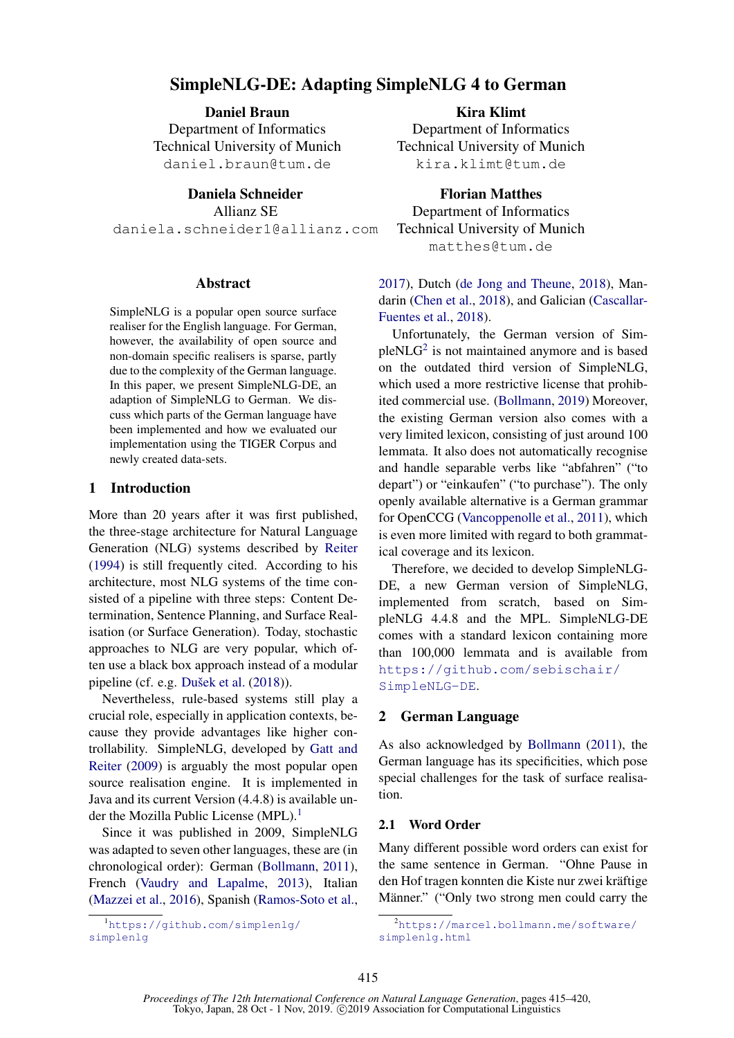# SimpleNLG-DE: Adapting SimpleNLG 4 to German

**Daniel Braun**
Department of Informatics
Technical University of Munich
daniel.braun@tum.de

**Kira Klimt**
Department of Informatics
Technical University of Munich
kira.klimt@tum.de

**Daniela Schneider**
Allianz SE
daniela.schneider1@allianz.com

**Florian Matthes**
Department of Informatics
Technical University of Munich
matthes@tum.de

## Abstract

SimpleNLG is a popular open source surface realiser for the English language. For German, however, the availability of open source and non-domain specific realisers is sparse, partly due to the complexity of the German language. In this paper, we present SimpleNLG-DE, an adaption of SimpleNLG to German. We discuss which parts of the German language have been implemented and how we evaluated our implementation using the TIGER Corpus and newly created data-sets.

## 1 Introduction

More than 20 years after it was first published, the three-stage architecture for Natural Language Generation (NLG) systems described by Reiter (1994) is still frequently cited. According to his architecture, most NLG systems of the time consisted of a pipeline with three steps: Content Determination, Sentence Planning, and Surface Realisation (or Surface Generation). Today, stochastic approaches to NLG are very popular, which often use a black box approach instead of a modular pipeline (cf. e.g. Dušek et al. (2018)).

Nevertheless, rule-based systems still play a crucial role, especially in application contexts, because they provide advantages like higher controllability. SimpleNLG, developed by Gatt and Reiter (2009) is arguably the most popular open source realisation engine. It is implemented in Java and its current Version (4.4.8) is available under the Mozilla Public License (MPL).[1]

Since it was published in 2009, SimpleNLG was adapted to seven other languages, these are (in chronological order): German (Bollmann, 2011), French (Vaudry and Lapalme, 2013), Italian (Mazzei et al., 2016), Spanish (Ramos-Soto et al., 2017), Dutch (de Jong and Theune, 2018), Mandarin (Chen et al., 2018), and Galician (Cascallar-Fuentes et al., 2018).

Unfortunately, the German version of SimpleNLG[2] is not maintained anymore and is based on the outdated third version of SimpleNLG, which used a more restrictive license that prohibited commercial use. (Bollmann, 2019) Moreover, the existing German version also comes with a very limited lexicon, consisting of just around 100 lemmata. It also does not automatically recognise and handle separable verbs like “abfahren” (“to depart”) or “einkaufen” (“to purchase”). The only openly available alternative is a German grammar for OpenCCG (Vancoppenolle et al., 2011), which is even more limited with regard to both grammatical coverage and its lexicon.

Therefore, we decided to develop SimpleNLG-DE, a new German version of SimpleNLG, implemented from scratch, based on SimpleNLG 4.4.8 and the MPL. SimpleNLG-DE comes with a standard lexicon containing more than 100,000 lemmata and is available from https://github.com/sebischair/SimpleNLG-DE.

## 2 German Language

As also acknowledged by Bollmann (2011), the German language has its specificities, which pose special challenges for the task of surface realisation.

### 2.1 Word Order

Many different possible word orders can exist for the same sentence in German. “Ohne Pause in den Hof tragen konnten die Kiste nur zwei kräftige Männer.” (“Only two strong men could carry the

[1] https://github.com/simplenlg/simplenlg

[2] https://marcel.bollmann.me/software/simplenlg.html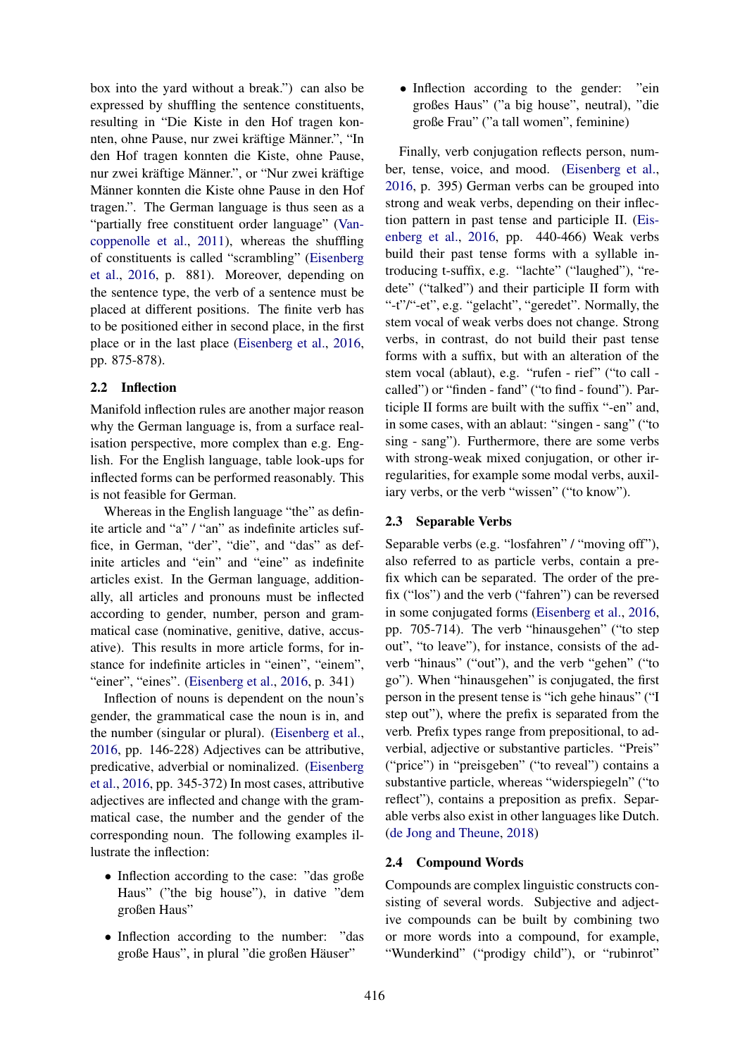box into the yard without a break.") can also be expressed by shuffling the sentence constituents, resulting in "Die Kiste in den Hof tragen konnten, ohne Pause, nur zwei kräftige Männer.", "In den Hof tragen konnten die Kiste, ohne Pause, nur zwei kräftige Männer.", or "Nur zwei kräftige Männer konnten die Kiste ohne Pause in den Hof tragen.". The German language is thus seen as a "partially free constituent order language" (Vancoppenolle et al., 2011), whereas the shuffling of constituents is called "scrambling" (Eisenberg et al., 2016, p. 881). Moreover, depending on the sentence type, the verb of a sentence must be placed at different positions. The finite verb has to be positioned either in second place, in the first place or in the last place (Eisenberg et al., 2016, pp. 875-878).

## 2.2 Inflection

Manifold inflection rules are another major reason why the German language is, from a surface realisation perspective, more complex than e.g. English. For the English language, table look-ups for inflected forms can be performed reasonably. This is not feasible for German.

Whereas in the English language "the" as definite article and "a" / "an" as indefinite articles suffice, in German, "der", "die", and "das" as definite articles and "ein" and "eine" as indefinite articles exist. In the German language, additionally, all articles and pronouns must be inflected according to gender, number, person and grammatical case (nominative, genitive, dative, accusative). This results in more article forms, for instance for indefinite articles in "einen", "einem", "einer", "eines". (Eisenberg et al., 2016, p. 341)

Inflection of nouns is dependent on the noun's gender, the grammatical case the noun is in, and the number (singular or plural). (Eisenberg et al., 2016, pp. 146-228) Adjectives can be attributive, predicative, adverbial or nominalized. (Eisenberg et al., 2016, pp. 345-372) In most cases, attributive adjectives are inflected and change with the grammatical case, the number and the gender of the corresponding noun. The following examples illustrate the inflection:

- Inflection according to the case: "das große Haus" ("the big house"), in dative "dem großen Haus"
- Inflection according to the number: "das große Haus", in plural "die großen Häuser"
- Inflection according to the gender: "ein großes Haus" ("a big house", neutral), "die große Frau" ("a tall women", feminine)

Finally, verb conjugation reflects person, number, tense, voice, and mood. (Eisenberg et al., 2016, p. 395) German verbs can be grouped into strong and weak verbs, depending on their inflection pattern in past tense and participle II. (Eisenberg et al., 2016, pp. 440-466) Weak verbs build their past tense forms with a syllable introducing t-suffix, e.g. "lachte" ("laughed"), "redete" ("talked") and their participle II form with "-t"/"-et", e.g. "gelacht", "geredet". Normally, the stem vocal of weak verbs does not change. Strong verbs, in contrast, do not build their past tense forms with a suffix, but with an alteration of the stem vocal (ablaut), e.g. "rufen - rief" ("to call - called") or "finden - fand" ("to find - found"). Participle II forms are built with the suffix "-en" and, in some cases, with an ablaut: "singen - sang" ("to sing - sang"). Furthermore, there are some verbs with strong-weak mixed conjugation, or other irregularities, for example some modal verbs, auxiliary verbs, or the verb "wissen" ("to know").

## 2.3 Separable Verbs

Separable verbs (e.g. "losfahren" / "moving off"), also referred to as particle verbs, contain a prefix which can be separated. The order of the prefix ("los") and the verb ("fahren") can be reversed in some conjugated forms (Eisenberg et al., 2016, pp. 705-714). The verb "hinausgehen" ("to step out", "to leave"), for instance, consists of the adverb "hinaus" ("out"), and the verb "gehen" ("to go"). When "hinausgehen" is conjugated, the first person in the present tense is "ich gehe hinaus" ("I step out"), where the prefix is separated from the verb. Prefix types range from prepositional, to adverbial, adjective or substantive particles. "Preis" ("price") in "preisgeben" ("to reveal") contains a substantive particle, whereas "widerspiegeln" ("to reflect"), contains a preposition as prefix. Separable verbs also exist in other languages like Dutch. (de Jong and Theune, 2018)

## 2.4 Compound Words

Compounds are complex linguistic constructs consisting of several words. Subjective and adjective compounds can be built by combining two or more words into a compound, for example, "Wunderkind" ("prodigy child"), or "rubinrot"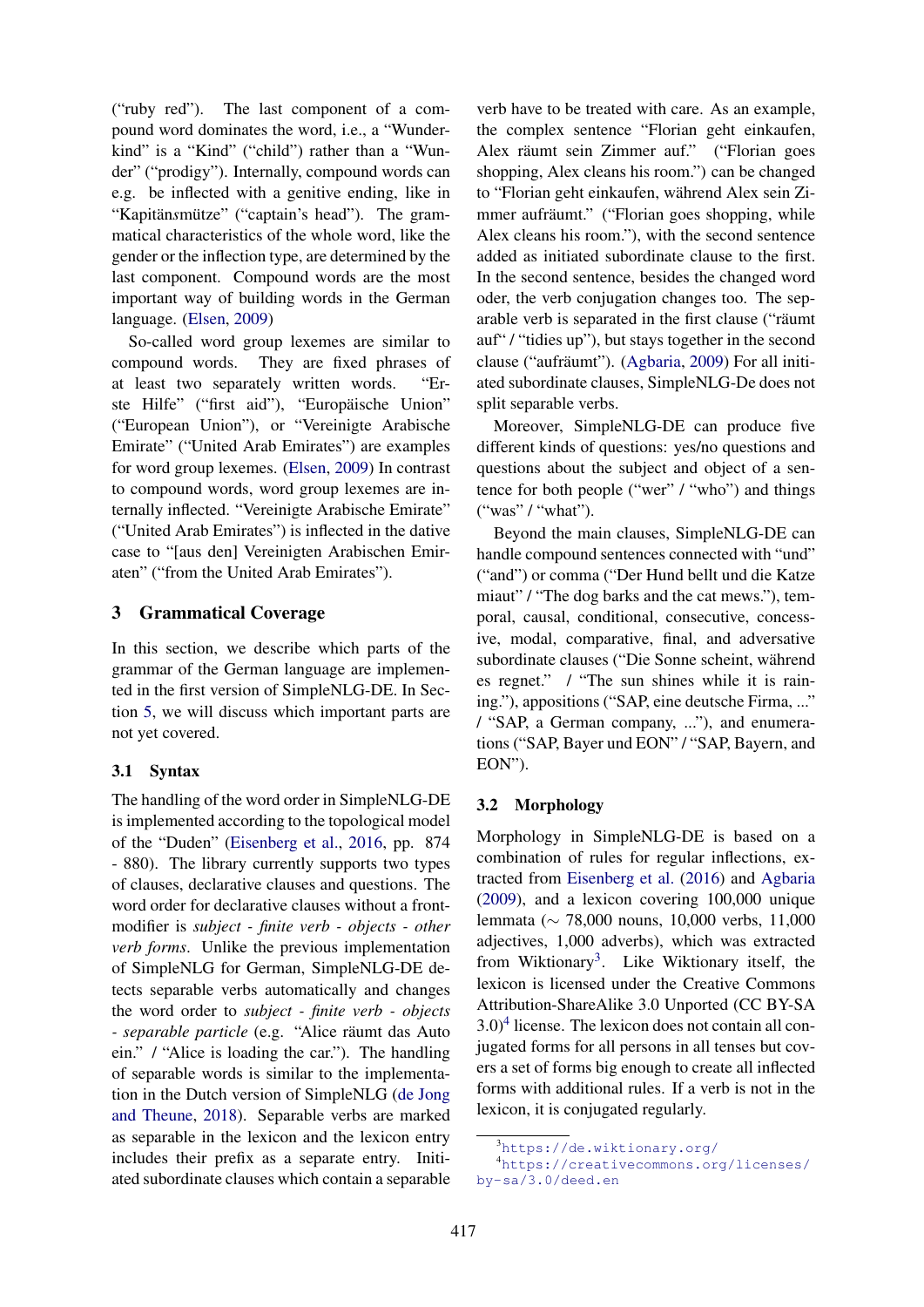("ruby red"). The last component of a compound word dominates the word, i.e., a "Wunderkind" is a "Kind" ("child") rather than a "Wunder" ("prodigy"). Internally, compound words can e.g. be inflected with a genitive ending, like in "Kapitän*s*mütze" ("captain's head"). The grammatical characteristics of the whole word, like the gender or the inflection type, are determined by the last component. Compound words are the most important way of building words in the German language. (Elsen, 2009)

So-called word group lexemes are similar to compound words. They are fixed phrases of at least two separately written words. "Erste Hilfe" ("first aid"), "Europäische Union" ("European Union"), or "Vereinigte Arabische Emirate" ("United Arab Emirates") are examples for word group lexemes. (Elsen, 2009) In contrast to compound words, word group lexemes are internally inflected. "Vereinigte Arabische Emirate" ("United Arab Emirates") is inflected in the dative case to "[aus den] Vereinigten Arabischen Emiraten" ("from the United Arab Emirates").

## 3 Grammatical Coverage

In this section, we describe which parts of the grammar of the German language are implemented in the first version of SimpleNLG-DE. In Section 5, we will discuss which important parts are not yet covered.

### 3.1 Syntax

The handling of the word order in SimpleNLG-DE is implemented according to the topological model of the "Duden" (Eisenberg et al., 2016, pp. 874 - 880). The library currently supports two types of clauses, declarative clauses and questions. The word order for declarative clauses without a front-modifier is *subject - finite verb - objects - other verb forms*. Unlike the previous implementation of SimpleNLG for German, SimpleNLG-DE detects separable verbs automatically and changes the word order to *subject - finite verb - objects - separable particle* (e.g. "Alice räumt das Auto ein." / "Alice is loading the car."). The handling of separable words is similar to the implementation in the Dutch version of SimpleNLG (de Jong and Theune, 2018). Separable verbs are marked as separable in the lexicon and the lexicon entry includes their prefix as a separate entry. Initiated subordinate clauses which contain a separable verb have to be treated with care. As an example, the complex sentence "Florian geht einkaufen, Alex räumt sein Zimmer auf." ("Florian goes shopping, Alex cleans his room.") can be changed to "Florian geht einkaufen, während Alex sein Zimmer aufräumt." ("Florian goes shopping, while Alex cleans his room."), with the second sentence added as initiated subordinate clause to the first. In the second sentence, besides the changed word oder, the verb conjugation changes too. The separable verb is separated in the first clause ("räumt auf" / "tidies up"), but stays together in the second clause ("aufräumt"). (Agbaria, 2009) For all initiated subordinate clauses, SimpleNLG-De does not split separable verbs.

Moreover, SimpleNLG-DE can produce five different kinds of questions: yes/no questions and questions about the subject and object of a sentence for both people ("wer" / "who") and things ("was" / "what").

Beyond the main clauses, SimpleNLG-DE can handle compound sentences connected with "und" ("and") or comma ("Der Hund bellt und die Katze miaut" / "The dog barks and the cat mews."), temporal, causal, conditional, consecutive, concessive, modal, comparative, final, and adversative subordinate clauses ("Die Sonne scheint, während es regnet." / "The sun shines while it is raining."), appositions ("SAP, eine deutsche Firma, ..." / "SAP, a German company, ..."), and enumerations ("SAP, Bayer und EON" / "SAP, Bayern, and EON").

### 3.2 Morphology

Morphology in SimpleNLG-DE is based on a combination of rules for regular inflections, extracted from Eisenberg et al. (2016) and Agbaria (2009), and a lexicon covering 100,000 unique lemmata (∼ 78,000 nouns, 10,000 verbs, 11,000 adjectives, 1,000 adverbs), which was extracted from Wiktionary[3]. Like Wiktionary itself, the lexicon is licensed under the Creative Commons Attribution-ShareAlike 3.0 Unported (CC BY-SA 3.0)[4] license. The lexicon does not contain all conjugated forms for all persons in all tenses but covers a set of forms big enough to create all inflected forms with additional rules. If a verb is not in the lexicon, it is conjugated regularly.

[3] https://de.wiktionary.org/

[4] https://creativecommons.org/licenses/by-sa/3.0/deed.en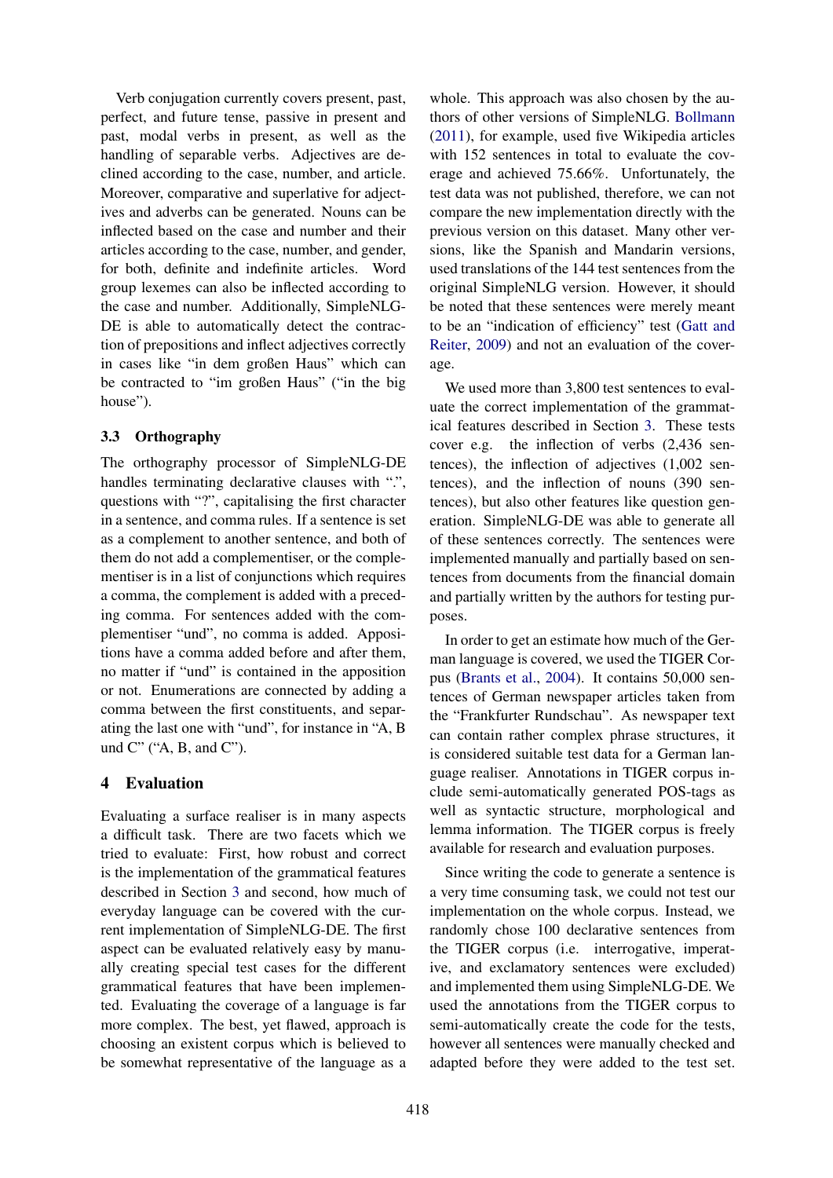Verb conjugation currently covers present, past, perfect, and future tense, passive in present and past, modal verbs in present, as well as the handling of separable verbs. Adjectives are declined according to the case, number, and article. Moreover, comparative and superlative for adjectives and adverbs can be generated. Nouns can be inflected based on the case and number and their articles according to the case, number, and gender, for both, definite and indefinite articles. Word group lexemes can also be inflected according to the case and number. Additionally, SimpleNLG-DE is able to automatically detect the contraction of prepositions and inflect adjectives correctly in cases like "in dem großen Haus" which can be contracted to "im großen Haus" ("in the big house").

### 3.3 Orthography

The orthography processor of SimpleNLG-DE handles terminating declarative clauses with ".", questions with "?", capitalising the first character in a sentence, and comma rules. If a sentence is set as a complement to another sentence, and both of them do not add a complementiser, or the complementiser is in a list of conjunctions which requires a comma, the complement is added with a preceding comma. For sentences added with the complementiser "und", no comma is added. Appositions have a comma added before and after them, no matter if "und" is contained in the apposition or not. Enumerations are connected by adding a comma between the first constituents, and separating the last one with "und", for instance in "A, B und C" ("A, B, and C").

## 4 Evaluation

Evaluating a surface realiser is in many aspects a difficult task. There are two facets which we tried to evaluate: First, how robust and correct is the implementation of the grammatical features described in Section 3 and second, how much of everyday language can be covered with the current implementation of SimpleNLG-DE. The first aspect can be evaluated relatively easy by manually creating special test cases for the different grammatical features that have been implemented. Evaluating the coverage of a language is far more complex. The best, yet flawed, approach is choosing an existent corpus which is believed to be somewhat representative of the language as a whole. This approach was also chosen by the authors of other versions of SimpleNLG. Bollmann (2011), for example, used five Wikipedia articles with 152 sentences in total to evaluate the coverage and achieved 75.66%. Unfortunately, the test data was not published, therefore, we can not compare the new implementation directly with the previous version on this dataset. Many other versions, like the Spanish and Mandarin versions, used translations of the 144 test sentences from the original SimpleNLG version. However, it should be noted that these sentences were merely meant to be an "indication of efficiency" test (Gatt and Reiter, 2009) and not an evaluation of the coverage.

We used more than 3,800 test sentences to evaluate the correct implementation of the grammatical features described in Section 3. These tests cover e.g. the inflection of verbs (2,436 sentences), the inflection of adjectives (1,002 sentences), and the inflection of nouns (390 sentences), but also other features like question generation. SimpleNLG-DE was able to generate all of these sentences correctly. The sentences were implemented manually and partially based on sentences from documents from the financial domain and partially written by the authors for testing purposes.

In order to get an estimate how much of the German language is covered, we used the TIGER Corpus (Brants et al., 2004). It contains 50,000 sentences of German newspaper articles taken from the "Frankfurter Rundschau". As newspaper text can contain rather complex phrase structures, it is considered suitable test data for a German language realiser. Annotations in TIGER corpus include semi-automatically generated POS-tags as well as syntactic structure, morphological and lemma information. The TIGER corpus is freely available for research and evaluation purposes.

Since writing the code to generate a sentence is a very time consuming task, we could not test our implementation on the whole corpus. Instead, we randomly chose 100 declarative sentences from the TIGER corpus (i.e. interrogative, imperative, and exclamatory sentences were excluded) and implemented them using SimpleNLG-DE. We used the annotations from the TIGER corpus to semi-automatically create the code for the tests, however all sentences were manually checked and adapted before they were added to the test set.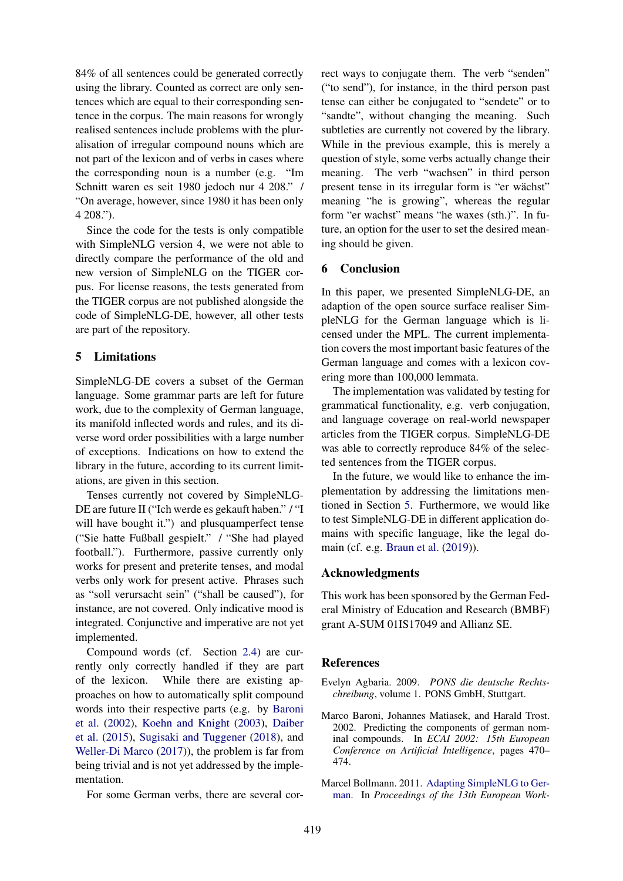84% of all sentences could be generated correctly using the library. Counted as correct are only sentences which are equal to their corresponding sentence in the corpus. The main reasons for wrongly realised sentences include problems with the pluralisation of irregular compound nouns which are not part of the lexicon and of verbs in cases where the corresponding noun is a number (e.g. "Im Schnitt waren es seit 1980 jedoch nur 4 208." / "On average, however, since 1980 it has been only 4 208.").

Since the code for the tests is only compatible with SimpleNLG version 4, we were not able to directly compare the performance of the old and new version of SimpleNLG on the TIGER corpus. For license reasons, the tests generated from the TIGER corpus are not published alongside the code of SimpleNLG-DE, however, all other tests are part of the repository.

## 5 Limitations

SimpleNLG-DE covers a subset of the German language. Some grammar parts are left for future work, due to the complexity of German language, its manifold inflected words and rules, and its diverse word order possibilities with a large number of exceptions. Indications on how to extend the library in the future, according to its current limitations, are given in this section.

Tenses currently not covered by SimpleNLG-DE are future II ("Ich werde es gekauft haben." / "I will have bought it.") and plusquamperfect tense ("Sie hatte Fußball gespielt." / "She had played football."). Furthermore, passive currently only works for present and preterite tenses, and modal verbs only work for present active. Phrases such as "soll verursacht sein" ("shall be caused"), for instance, are not covered. Only indicative mood is integrated. Conjunctive and imperative are not yet implemented.

Compound words (cf. Section 2.4) are currently only correctly handled if they are part of the lexicon. While there are existing approaches on how to automatically split compound words into their respective parts (e.g. by Baroni et al. (2002), Koehn and Knight (2003), Daiber et al. (2015), Sugisaki and Tuggener (2018), and Weller-Di Marco (2017)), the problem is far from being trivial and is not yet addressed by the implementation.

For some German verbs, there are several correct ways to conjugate them. The verb "senden" ("to send"), for instance, in the third person past tense can either be conjugated to "sendete" or to "sandte", without changing the meaning. Such subtleties are currently not covered by the library. While in the previous example, this is merely a question of style, some verbs actually change their meaning. The verb "wachsen" in third person present tense in its irregular form is "er wächst" meaning "he is growing", whereas the regular form "er wachst" means "he waxes (sth.)". In future, an option for the user to set the desired meaning should be given.

## 6 Conclusion

In this paper, we presented SimpleNLG-DE, an adaption of the open source surface realiser SimpleNLG for the German language which is licensed under the MPL. The current implementation covers the most important basic features of the German language and comes with a lexicon covering more than 100,000 lemmata.

The implementation was validated by testing for grammatical functionality, e.g. verb conjugation, and language coverage on real-world newspaper articles from the TIGER corpus. SimpleNLG-DE was able to correctly reproduce 84% of the selected sentences from the TIGER corpus.

In the future, we would like to enhance the implementation by addressing the limitations mentioned in Section 5. Furthermore, we would like to test SimpleNLG-DE in different application domains with specific language, like the legal domain (cf. e.g. Braun et al. (2019)).

## Acknowledgments

This work has been sponsored by the German Federal Ministry of Education and Research (BMBF) grant A-SUM 01IS17049 and Allianz SE.

## References

Evelyn Agbaria. 2009. *PONS die deutsche Rechtschreibung*, volume 1. PONS GmbH, Stuttgart.

Marco Baroni, Johannes Matiasek, and Harald Trost. 2002. Predicting the components of german nominal compounds. In *ECAI 2002: 15th European Conference on Artificial Intelligence*, pages 470–474.

Marcel Bollmann. 2011. Adapting SimpleNLG to German. In *Proceedings of the 13th European Work-*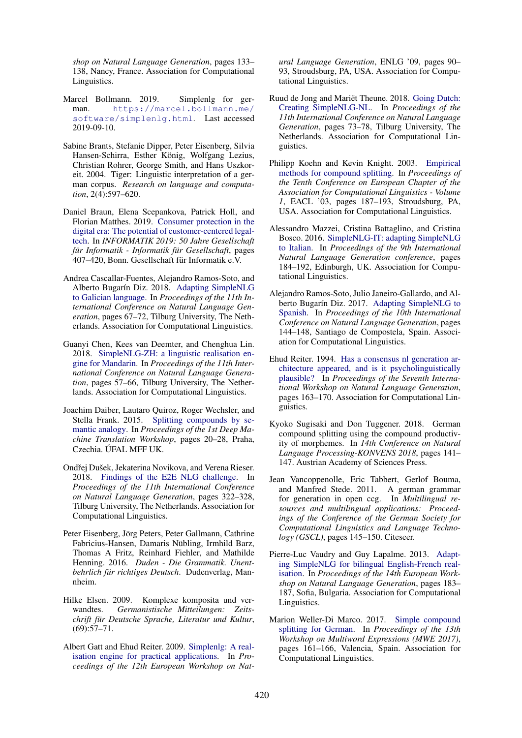shop on Natural Language Generation*, pages 133–138, Nancy, France. Association for Computational Linguistics.

Marcel Bollmann. 2019. Simplenlg for german. https://marcel.bollmann.me/software/simplenlg.html. Last accessed 2019-09-10.

Sabine Brants, Stefanie Dipper, Peter Eisenberg, Silvia Hansen-Schirra, Esther König, Wolfgang Lezius, Christian Rohrer, George Smith, and Hans Uszkoreit. 2004. Tiger: Linguistic interpretation of a german corpus. *Research on language and computation*, 2(4):597–620.

Daniel Braun, Elena Scepankova, Patrick Holl, and Florian Matthes. 2019. Consumer protection in the digital era: The potential of customer-centered legaltech. In *INFORMATIK 2019: 50 Jahre Gesellschaft für Informatik - Informatik für Gesellschaft*, pages 407–420, Bonn. Gesellschaft für Informatik e.V.

Andrea Cascallar-Fuentes, Alejandro Ramos-Soto, and Alberto Bugarín Diz. 2018. Adapting SimpleNLG to Galician language. In *Proceedings of the 11th International Conference on Natural Language Generation*, pages 67–72, Tilburg University, The Netherlands. Association for Computational Linguistics.

Guanyi Chen, Kees van Deemter, and Chenghua Lin. 2018. SimpleNLG-ZH: a linguistic realisation engine for Mandarin. In *Proceedings of the 11th International Conference on Natural Language Generation*, pages 57–66, Tilburg University, The Netherlands. Association for Computational Linguistics.

Joachim Daiber, Lautaro Quiroz, Roger Wechsler, and Stella Frank. 2015. Splitting compounds by semantic analogy. In *Proceedings of the 1st Deep Machine Translation Workshop*, pages 20–28, Praha, Czechia. ÚFAL MFF UK.

Ondřej Dušek, Jekaterina Novikova, and Verena Rieser. 2018. Findings of the E2E NLG challenge. In *Proceedings of the 11th International Conference on Natural Language Generation*, pages 322–328, Tilburg University, The Netherlands. Association for Computational Linguistics.

Peter Eisenberg, Jörg Peters, Peter Gallmann, Cathrine Fabricius-Hansen, Damaris Nübling, Irmhild Barz, Thomas A Fritz, Reinhard Fiehler, and Mathilde Henning. 2016. *Duden - Die Grammatik. Unentbehrlich für richtiges Deutsch*. Dudenverlag, Mannheim.

Hilke Elsen. 2009. Komplexe komposita und verwandtes. *Germanistische Mitteilungen: Zeitschrift für Deutsche Sprache, Literatur und Kultur*, (69):57–71.

Albert Gatt and Ehud Reiter. 2009. Simplenlg: A realisation engine for practical applications. In *Proceedings of the 12th European Workshop on Natural Language Generation*, ENLG '09, pages 90–93, Stroudsburg, PA, USA. Association for Computational Linguistics.

Ruud de Jong and Mariët Theune. 2018. Going Dutch: Creating SimpleNLG-NL. In *Proceedings of the 11th International Conference on Natural Language Generation*, pages 73–78, Tilburg University, The Netherlands. Association for Computational Linguistics.

Philipp Koehn and Kevin Knight. 2003. Empirical methods for compound splitting. In *Proceedings of the Tenth Conference on European Chapter of the Association for Computational Linguistics - Volume 1*, EACL '03, pages 187–193, Stroudsburg, PA, USA. Association for Computational Linguistics.

Alessandro Mazzei, Cristina Battaglino, and Cristina Bosco. 2016. SimpleNLG-IT: adapting SimpleNLG to Italian. In *Proceedings of the 9th International Natural Language Generation conference*, pages 184–192, Edinburgh, UK. Association for Computational Linguistics.

Alejandro Ramos-Soto, Julio Janeiro-Gallardo, and Alberto Bugarín Diz. 2017. Adapting SimpleNLG to Spanish. In *Proceedings of the 10th International Conference on Natural Language Generation*, pages 144–148, Santiago de Compostela, Spain. Association for Computational Linguistics.

Ehud Reiter. 1994. Has a consensus nl generation architecture appeared, and is it psycholinguistically plausible? In *Proceedings of the Seventh International Workshop on Natural Language Generation*, pages 163–170. Association for Computational Linguistics.

Kyoko Sugisaki and Don Tuggener. 2018. German compound splitting using the compound productivity of morphemes. In *14th Conference on Natural Language Processing-KONVENS 2018*, pages 141–147. Austrian Academy of Sciences Press.

Jean Vancoppenolle, Eric Tabbert, Gerlof Bouma, and Manfred Stede. 2011. A german grammar for generation in open ccg. In *Multilingual resources and multilingual applications: Proceedings of the Conference of the German Society for Computational Linguistics and Language Technology (GSCL)*, pages 145–150. Citeseer.

Pierre-Luc Vaudry and Guy Lapalme. 2013. Adapting SimpleNLG for bilingual English-French realisation. In *Proceedings of the 14th European Workshop on Natural Language Generation*, pages 183–187, Sofia, Bulgaria. Association for Computational Linguistics.

Marion Weller-Di Marco. 2017. Simple compound splitting for German. In *Proceedings of the 13th Workshop on Multiword Expressions (MWE 2017)*, pages 161–166, Valencia, Spain. Association for Computational Linguistics.